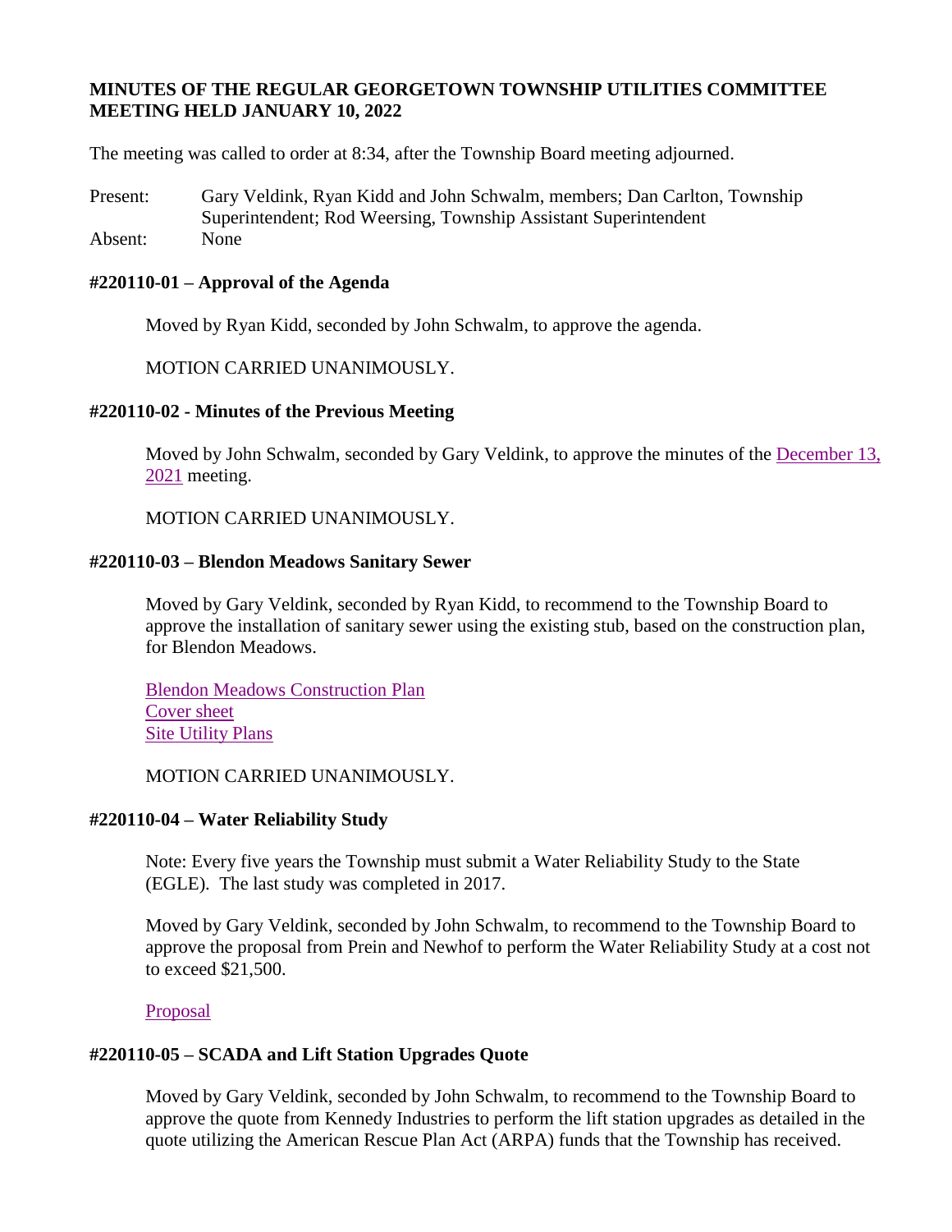**MINUTES OF THE REGULAR GEORGETOWN TOWNSHIP UTILITIES COMMITTEE MEETING HELD JANUARY 10, 2022**

The meeting was called to order at 8:34, after the Township Board meeting adjourned.

Present: Gary Veldink, Ryan Kidd and John Schwalm, members; Dan Carlton, Township Superintendent; Rod Weersing, Township Assistant Superintendent

Absent: None

### #220110-01 – Approval of the Agenda

Moved by Ryan Kidd, seconded by John Schwalm, to approve the agenda.

MOTION CARRIED UNANIMOUSLY.

### #220110-02 - Minutes of the Previous Meeting

Moved by John Schwalm, seconded by Gary Veldink, to approve the minutes of the December 13, 2021 meeting.

MOTION CARRIED UNANIMOUSLY.

### #220110-03 – Blendon Meadows Sanitary Sewer

Moved by Gary Veldink, seconded by Ryan Kidd, to recommend to the Township Board to approve the installation of sanitary sewer using the existing stub, based on the construction plan, for Blendon Meadows.

Blendon Meadows Construction Plan
Cover sheet
Site Utility Plans

MOTION CARRIED UNANIMOUSLY.

### #220110-04 – Water Reliability Study

Note: Every five years the Township must submit a Water Reliability Study to the State (EGLE). The last study was completed in 2017.

Moved by Gary Veldink, seconded by John Schwalm, to recommend to the Township Board to approve the proposal from Prein and Newhof to perform the Water Reliability Study at a cost not to exceed $21,500.

Proposal

### #220110-05 – SCADA and Lift Station Upgrades Quote

Moved by Gary Veldink, seconded by John Schwalm, to recommend to the Township Board to approve the quote from Kennedy Industries to perform the lift station upgrades as detailed in the quote utilizing the American Rescue Plan Act (ARPA) funds that the Township has received.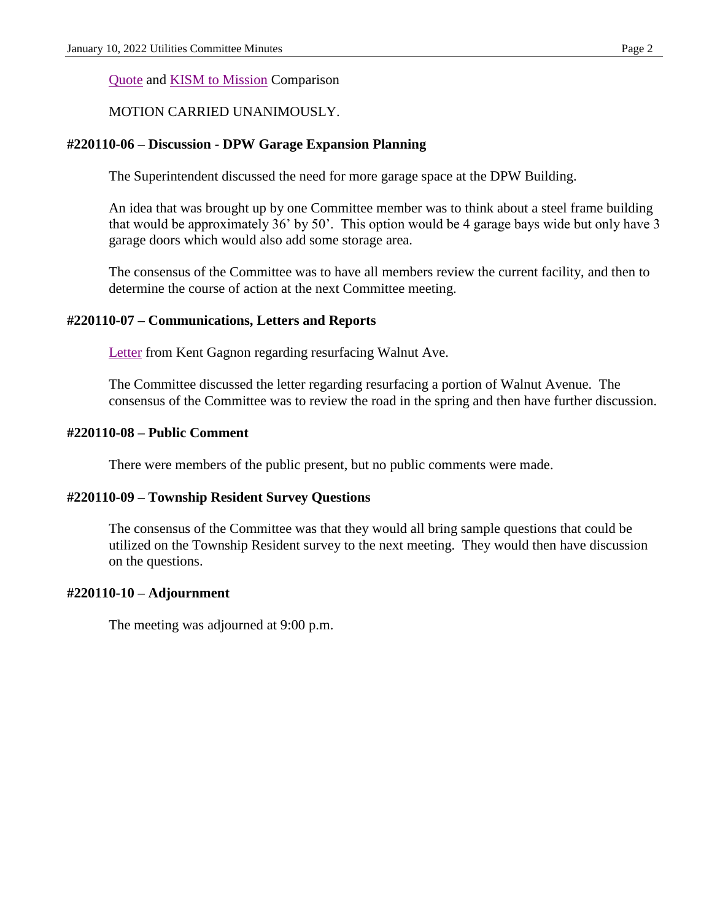Quote and KISM to Mission Comparison

MOTION CARRIED UNANIMOUSLY.

**#220110-06 – Discussion - DPW Garage Expansion Planning**

The Superintendent discussed the need for more garage space at the DPW Building.

An idea that was brought up by one Committee member was to think about a steel frame building that would be approximately 36' by 50'. This option would be 4 garage bays wide but only have 3 garage doors which would also add some storage area.

The consensus of the Committee was to have all members review the current facility, and then to determine the course of action at the next Committee meeting.

**#220110-07 – Communications, Letters and Reports**

Letter from Kent Gagnon regarding resurfacing Walnut Ave.

The Committee discussed the letter regarding resurfacing a portion of Walnut Avenue. The consensus of the Committee was to review the road in the spring and then have further discussion.

**#220110-08 – Public Comment**

There were members of the public present, but no public comments were made.

**#220110-09 – Township Resident Survey Questions**

The consensus of the Committee was that they would all bring sample questions that could be utilized on the Township Resident survey to the next meeting. They would then have discussion on the questions.

**#220110-10 – Adjournment**

The meeting was adjourned at 9:00 p.m.